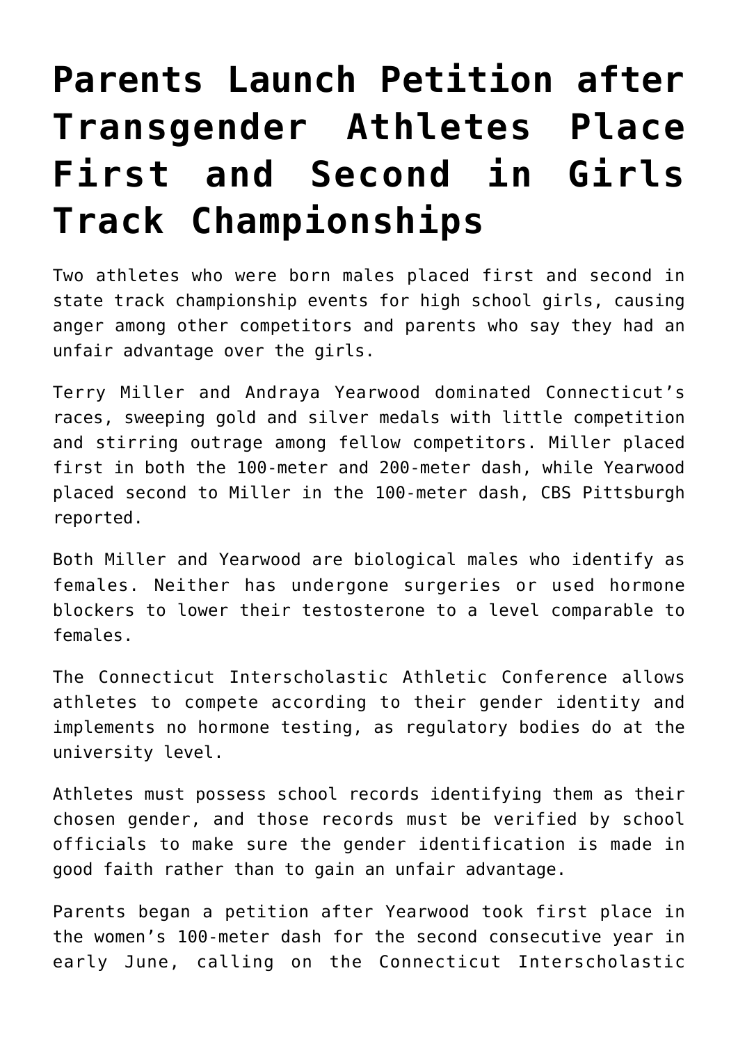# Parents Launch Petition after Transgender Athletes Place First and Second in Girls Track Championships

Two athletes who were born males placed first and second in state track championship events for high school girls, causing anger among other competitors and parents who say they had an unfair advantage over the girls.

Terry Miller and Andraya Yearwood dominated Connecticut's races, sweeping gold and silver medals with little competition and stirring outrage among fellow competitors. Miller placed first in both the 100-meter and 200-meter dash, while Yearwood placed second to Miller in the 100-meter dash, CBS Pittsburgh reported.

Both Miller and Yearwood are biological males who identify as females. Neither has undergone surgeries or used hormone blockers to lower their testosterone to a level comparable to females.

The Connecticut Interscholastic Athletic Conference allows athletes to compete according to their gender identity and implements no hormone testing, as regulatory bodies do at the university level.

Athletes must possess school records identifying them as their chosen gender, and those records must be verified by school officials to make sure the gender identification is made in good faith rather than to gain an unfair advantage.

Parents began a petition after Yearwood took first place in the women's 100-meter dash for the second consecutive year in early June, calling on the Connecticut Interscholastic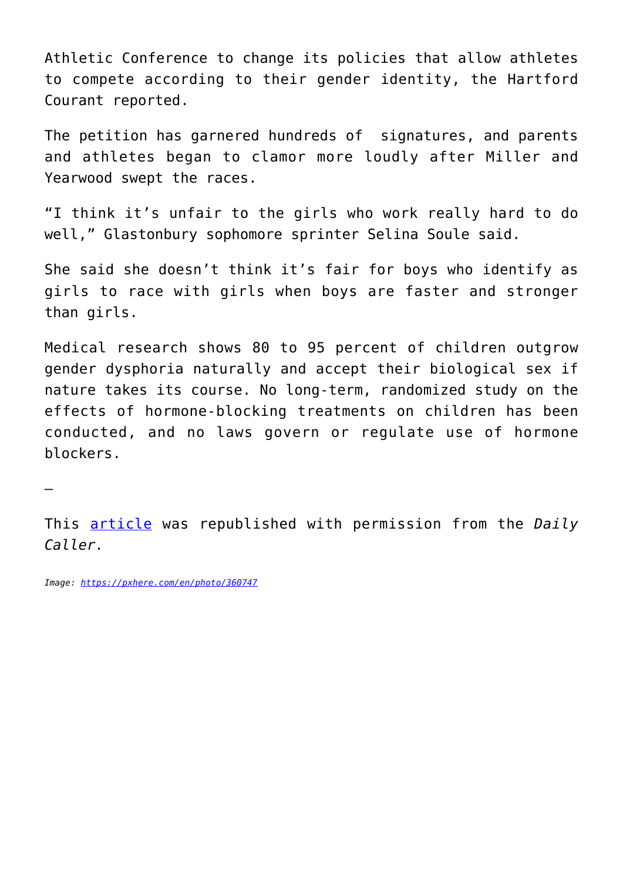Athletic Conference to change its policies that allow athletes to compete according to their gender identity, the Hartford Courant reported.

The petition has garnered hundreds of signatures, and parents and athletes began to clamor more loudly after Miller and Yearwood swept the races.

"I think it's unfair to the girls who work really hard to do well," Glastonbury sophomore sprinter Selina Soule said.

She said she doesn't think it's fair for boys who identify as girls to race with girls when boys are faster and stronger than girls.

Medical research shows 80 to 95 percent of children outgrow gender dysphoria naturally and accept their biological sex if nature takes its course. No long-term, randomized study on the effects of hormone-blocking treatments on children has been conducted, and no laws govern or regulate use of hormone blockers.

—

This [article](#) was republished with permission from the *Daily Caller.*

*Image: [https://pxhere.com/en/photo/360747](https://pxhere.com/en/photo/360747)*